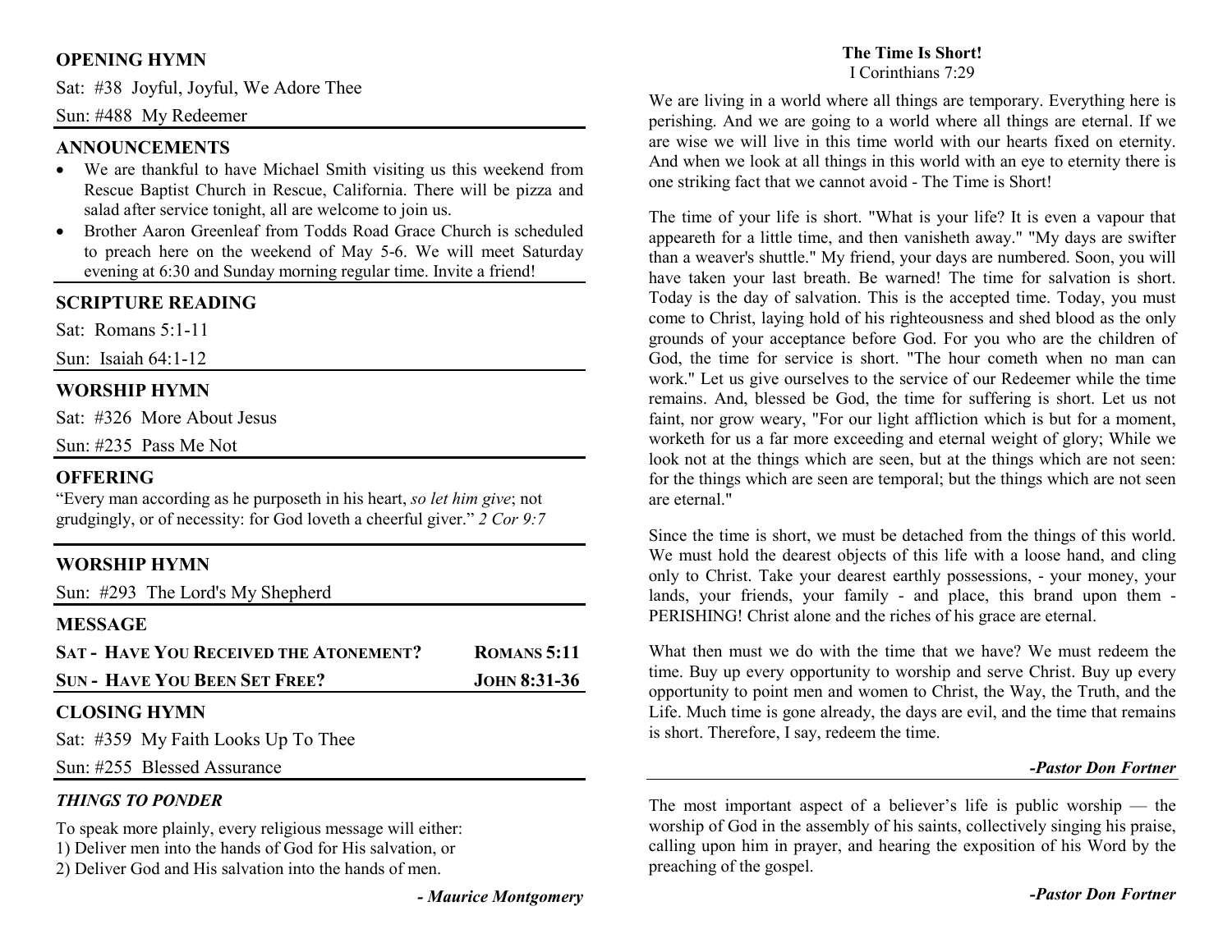## OPENING HYMN

Sat: #38 Joyful, Joyful, We Adore Thee

Sun: #488 My Redeemer

## ANNOUNCEMENTS

- We are thankful to have Michael Smith visiting us this weekend from Rescue Baptist Church in Rescue, California. There will be pizza and salad after service tonight, all are welcome to join us.
- Brother Aaron Greenleaf from Todds Road Grace Church is scheduled to preach here on the weekend of May 5-6. We will meet Saturday evening at 6:30 and Sunday morning regular time. Invite a friend!

## SCRIPTURE READING

Sat: Romans 5:1-11

Sun: Isaiah 64:1-12

## WORSHIP HYMN

Sat: #326 More About Jesus

Sun: #235 Pass Me Not

## OFFERING

"Every man according as he purposeth in his heart, *so let him give*; not grudgingly, or of necessity: for God loveth a cheerful giver." *2 Cor 9:7*

## WORSHIP HYMN

Sun: #293 The Lord's My Shepherd

## MESSAGE

| | |
|---|---|
| **SAT - HAVE YOU RECEIVED THE ATONEMENT?** | **ROMANS 5:11** |
| **SUN - HAVE YOU BEEN SET FREE?** | **JOHN 8:31-36** |

## CLOSING HYMN

Sat: #359 My Faith Looks Up To Thee

Sun: #255 Blessed Assurance

### *THINGS TO PONDER*

To speak more plainly, every religious message will either:
1) Deliver men into the hands of God for His salvation, or
2) Deliver God and His salvation into the hands of men.

***- Maurice Montgomery***

## The Time Is Short!

I Corinthians 7:29

We are living in a world where all things are temporary. Everything here is perishing. And we are going to a world where all things are eternal. If we are wise we will live in this time world with our hearts fixed on eternity. And when we look at all things in this world with an eye to eternity there is one striking fact that we cannot avoid - The Time is Short!

The time of your life is short. "What is your life? It is even a vapour that appeareth for a little time, and then vanisheth away." "My days are swifter than a weaver's shuttle." My friend, your days are numbered. Soon, you will have taken your last breath. Be warned! The time for salvation is short. Today is the day of salvation. This is the accepted time. Today, you must come to Christ, laying hold of his righteousness and shed blood as the only grounds of your acceptance before God. For you who are the children of God, the time for service is short. "The hour cometh when no man can work." Let us give ourselves to the service of our Redeemer while the time remains. And, blessed be God, the time for suffering is short. Let us not faint, nor grow weary, "For our light affliction which is but for a moment, worketh for us a far more exceeding and eternal weight of glory; While we look not at the things which are seen, but at the things which are not seen: for the things which are seen are temporal; but the things which are not seen are eternal."

Since the time is short, we must be detached from the things of this world. We must hold the dearest objects of this life with a loose hand, and cling only to Christ. Take your dearest earthly possessions, - your money, your lands, your friends, your family - and place, this brand upon them - PERISHING! Christ alone and the riches of his grace are eternal.

What then must we do with the time that we have? We must redeem the time. Buy up every opportunity to worship and serve Christ. Buy up every opportunity to point men and women to Christ, the Way, the Truth, and the Life. Much time is gone already, the days are evil, and the time that remains is short. Therefore, I say, redeem the time.

***-Pastor Don Fortner***

---

The most important aspect of a believer's life is public worship — the worship of God in the assembly of his saints, collectively singing his praise, calling upon him in prayer, and hearing the exposition of his Word by the preaching of the gospel.

***-Pastor Don Fortner***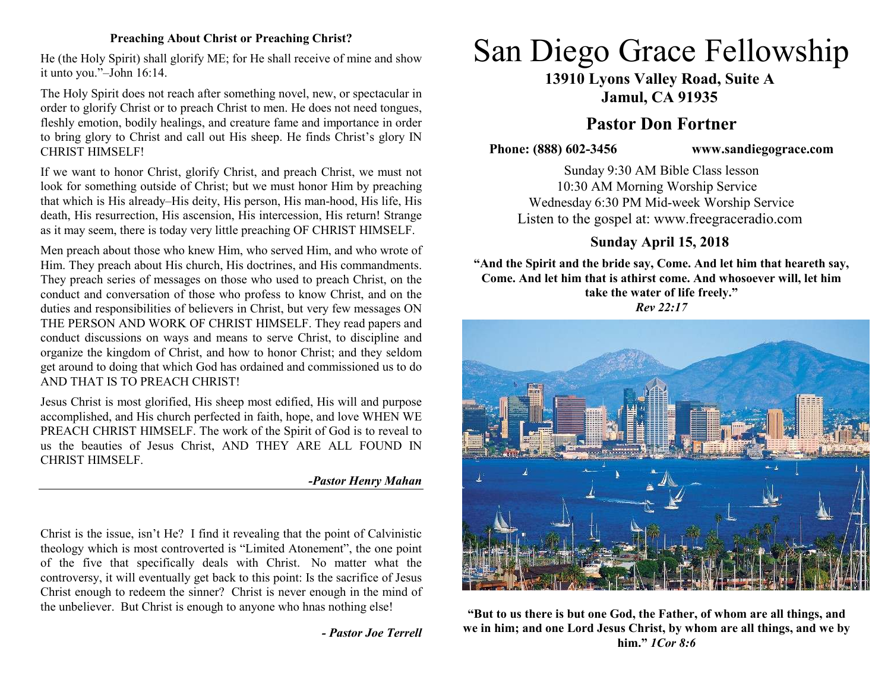### Preaching About Christ or Preaching Christ?

He (the Holy Spirit) shall glorify ME; for He shall receive of mine and show it unto you."–John 16:14.

The Holy Spirit does not reach after something novel, new, or spectacular in order to glorify Christ or to preach Christ to men. He does not need tongues, fleshly emotion, bodily healings, and creature fame and importance in order to bring glory to Christ and call out His sheep. He finds Christ's glory IN CHRIST HIMSELF!

If we want to honor Christ, glorify Christ, and preach Christ, we must not look for something outside of Christ; but we must honor Him by preaching that which is His already–His deity, His person, His man-hood, His life, His death, His resurrection, His ascension, His intercession, His return! Strange as it may seem, there is today very little preaching OF CHRIST HIMSELF.

Men preach about those who knew Him, who served Him, and who wrote of Him. They preach about His church, His doctrines, and His commandments. They preach series of messages on those who used to preach Christ, on the conduct and conversation of those who profess to know Christ, and on the duties and responsibilities of believers in Christ, but very few messages ON THE PERSON AND WORK OF CHRIST HIMSELF. They read papers and conduct discussions on ways and means to serve Christ, to discipline and organize the kingdom of Christ, and how to honor Christ; and they seldom get around to doing that which God has ordained and commissioned us to do AND THAT IS TO PREACH CHRIST!

Jesus Christ is most glorified, His sheep most edified, His will and purpose accomplished, and His church perfected in faith, hope, and love WHEN WE PREACH CHRIST HIMSELF. The work of the Spirit of God is to reveal to us the beauties of Jesus Christ, AND THEY ARE ALL FOUND IN CHRIST HIMSELF.

***-Pastor Henry Mahan***

---

Christ is the issue, isn't He? I find it revealing that the point of Calvinistic theology which is most controverted is "Limited Atonement", the one point of the five that specifically deals with Christ. No matter what the controversy, it will eventually get back to this point: Is the sacrifice of Jesus Christ enough to redeem the sinner? Christ is never enough in the mind of the unbeliever. But Christ is enough to anyone who hnas nothing else!

***- Pastor Joe Terrell***

# San Diego Grace Fellowship

**13910 Lyons Valley Road, Suite A**
**Jamul, CA 91935**

## Pastor Don Fortner

**Phone: (888) 602-3456** **www.sandiegograce.com**

Sunday 9:30 AM Bible Class lesson
10:30 AM Morning Worship Service
Wednesday 6:30 PM Mid-week Worship Service
Listen to the gospel at: www.freegraceradio.com

### Sunday April 15, 2018

**"And the Spirit and the bride say, Come. And let him that heareth say, Come. And let him that is athirst come. And whosoever will, let him take the water of life freely."** ***Rev 22:17***

**"But to us there is but one God, the Father, of whom are all things, and we in him; and one Lord Jesus Christ, by whom are all things, and we by him."** ***1Cor 8:6***